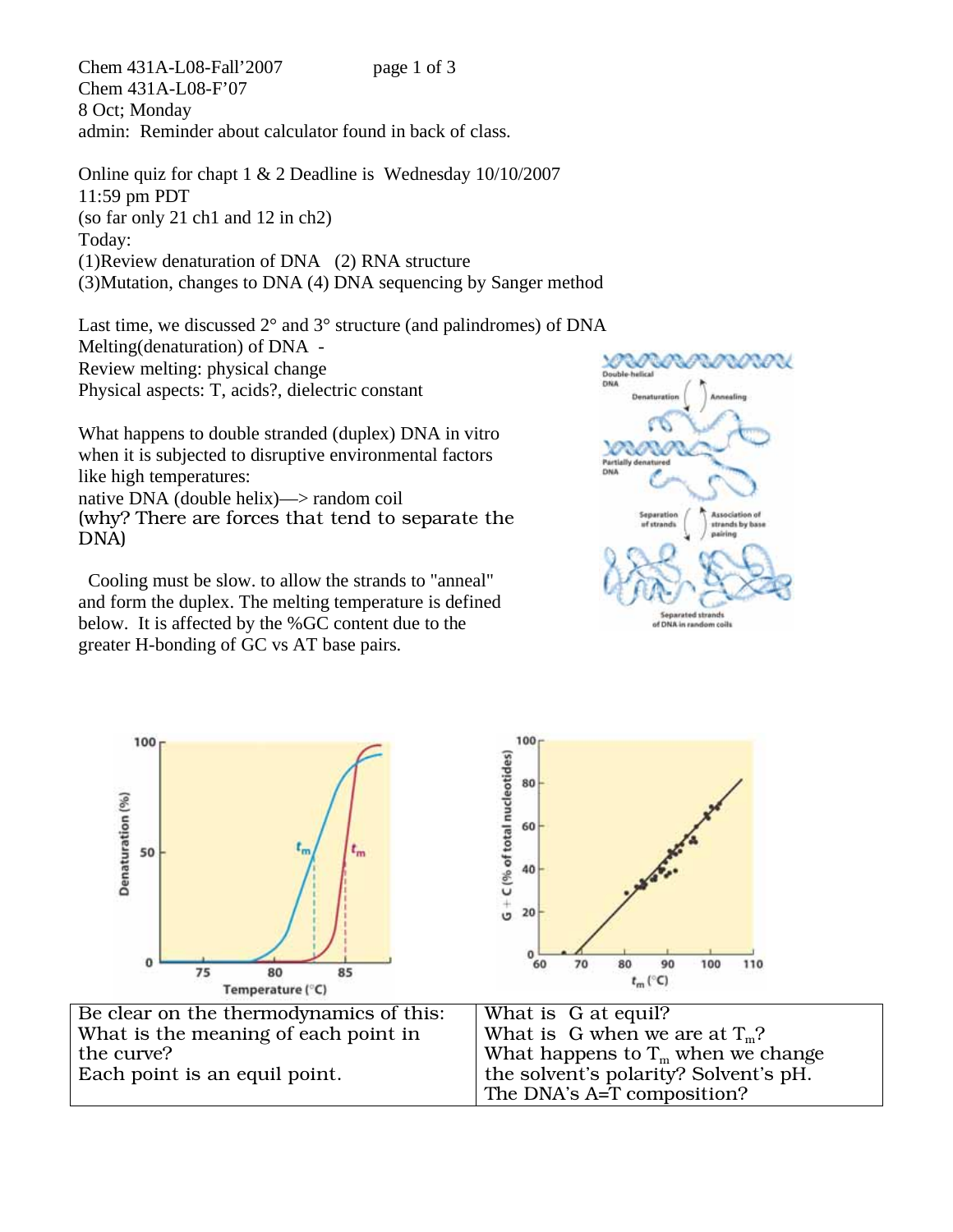Chem 431A-L08-F'07
8 Oct; Monday
admin: Reminder about calculator found in back of class.

Online quiz for chapt 1 & 2 Deadline is Wednesday 10/10/2007 11:59 pm PDT
(so far only 21 ch1 and 12 in ch2)

Today:
(1)Review denaturation of DNA (2) RNA structure
(3)Mutation, changes to DNA (4) DNA sequencing by Sanger method

Last time, we discussed 2° and 3° structure (and palindromes) of DNA
Melting(denaturation) of DNA -
Review melting: physical change
Physical aspects: T, acids?, dielectric constant

What happens to double stranded (duplex) DNA in vitro when it is subjected to disruptive environmental factors like high temperatures:
native DNA (double helix)—> random coil
(why? There are forces that tend to separate the DNA)

Cooling must be slow. to allow the strands to "anneal" and form the duplex. The melting temperature is defined below. It is affected by the %GC content due to the greater H-bonding of GC vs AT base pairs.

| Be clear on the thermodynamics of this: What is the meaning of each point in the curve? Each point is an equil point. | What is G at equil? What is G when we are at $T_m$? What happens to $T_m$ when we change the solvent's polarity? Solvent's pH. The DNA's A=T composition? |
|---|---|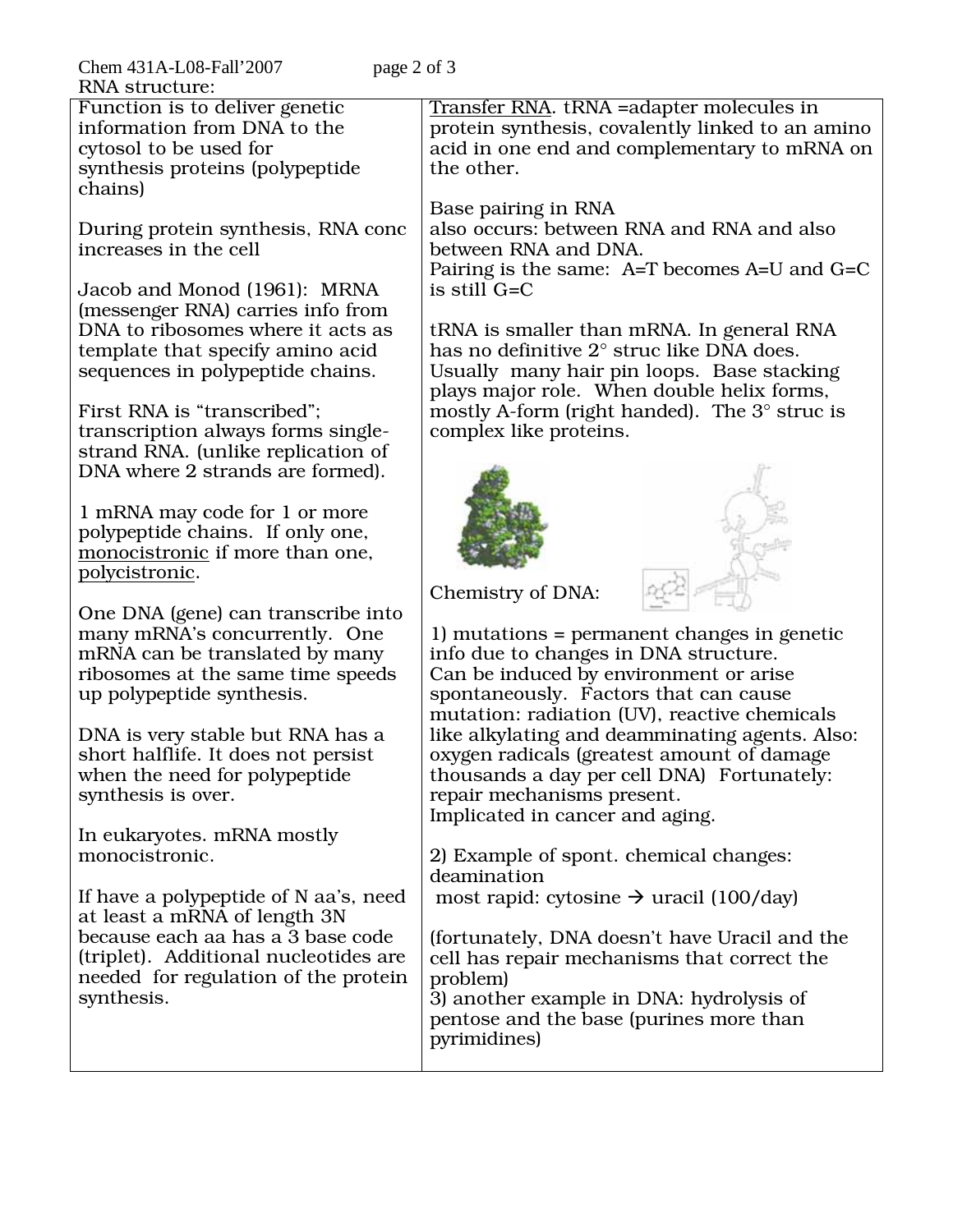RNA structure:

Function is to deliver genetic information from DNA to the cytosol to be used for synthesis proteins (polypeptide chains)

During protein synthesis, RNA conc increases in the cell

Jacob and Monod (1961): MRNA (messenger RNA) carries info from DNA to ribosomes where it acts as template that specify amino acid sequences in polypeptide chains.

First RNA is "transcribed"; transcription always forms single-strand RNA. (unlike replication of DNA where 2 strands are formed).

1 mRNA may code for 1 or more polypeptide chains. If only one, monocistronic if more than one, polycistronic.

One DNA (gene) can transcribe into many mRNA's concurrently. One mRNA can be translated by many ribosomes at the same time speeds up polypeptide synthesis.

DNA is very stable but RNA has a short halflife. It does not persist when the need for polypeptide synthesis is over.

In eukaryotes. mRNA mostly monocistronic.

If have a polypeptide of N aa's, need at least a mRNA of length 3N because each aa has a 3 base code (triplet). Additional nucleotides are needed for regulation of the protein synthesis.

Transfer RNA. tRNA =adapter molecules in protein synthesis, covalently linked to an amino acid in one end and complementary to mRNA on the other.

Base pairing in RNA also occurs: between RNA and RNA and also between RNA and DNA. Pairing is the same: A=T becomes A=U and G=C is still G=C

tRNA is smaller than mRNA. In general RNA has no definitive 2° struc like DNA does. Usually many hair pin loops. Base stacking plays major role. When double helix forms, mostly A-form (right handed). The 3° struc is complex like proteins.

Chemistry of DNA:

1) mutations = permanent changes in genetic info due to changes in DNA structure. Can be induced by environment or arise spontaneously. Factors that can cause mutation: radiation (UV), reactive chemicals like alkylating and deamminating agents. Also: oxygen radicals (greatest amount of damage thousands a day per cell DNA) Fortunately: repair mechanisms present. Implicated in cancer and aging.

2) Example of spont. chemical changes: deamination most rapid: cytosine → uracil (100/day)

(fortunately, DNA doesn't have Uracil and the cell has repair mechanisms that correct the problem)

3) another example in DNA: hydrolysis of pentose and the base (purines more than pyrimidines)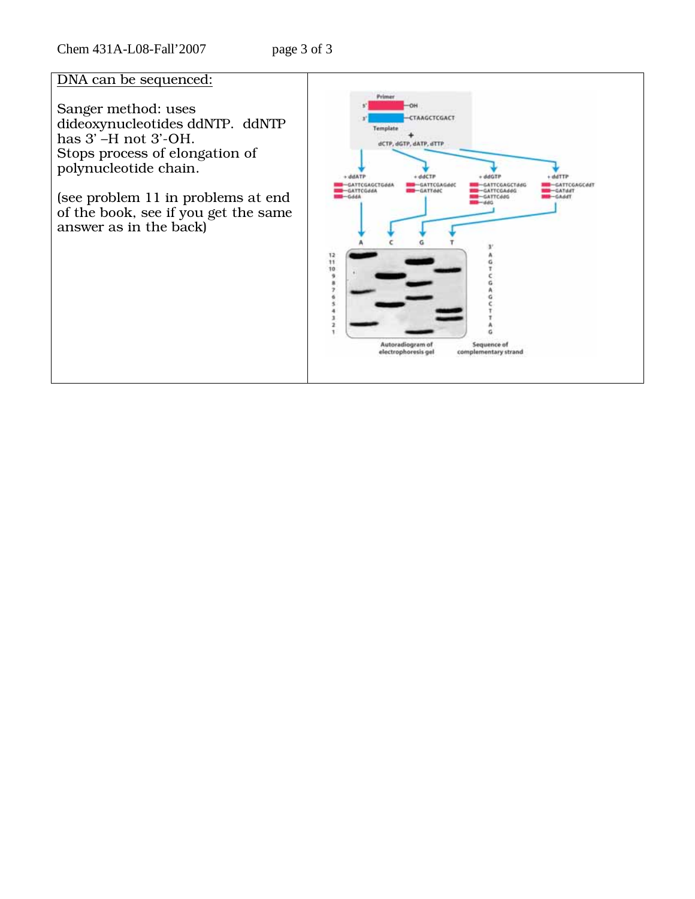DNA can be sequenced:

Sanger method: uses dideoxynucleotides ddNTP. ddNTP has 3' –H not 3'-OH.
Stops process of elongation of polynucleotide chain.

(see problem 11 in problems at end of the book, see if you get the same answer as in the back)

Primer
5'
—OH
3'
—CTAAGCTCGACT
Template
+
dCTP, dGTP, dATP, dTTP

+ ddATP
—GATTCGAGCTGddA
—GATTCGddA
—GddA

+ ddCTP
—GATTCGAGddC
—GATTddC

+ ddGTP
—GATTCGAGCTddG
—GATTCGAddG
—GATTCddG
—ddG

+ ddTTP
—GATTCGAGCddT
—GATddT
—GAddT

A C G T

12
11
10
9
8
7
6
5
4
3
2
1

3'
A
G
T
C
G
A
G
C
T
T
A
G

Autoradiogram of electrophoresis gel

Sequence of complementary strand